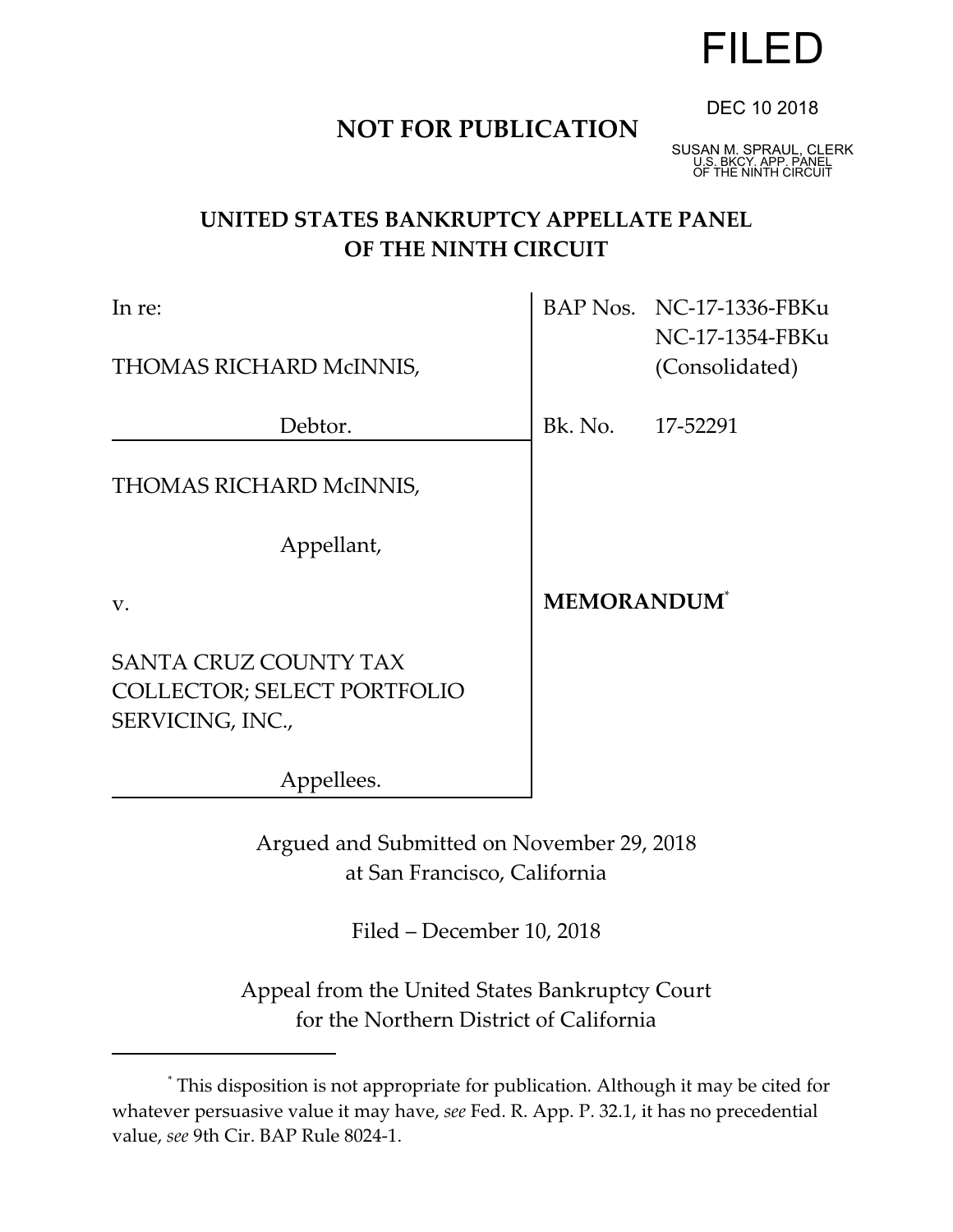FILED

DEC 10 2018

SUSAN M. SPRAUL, CLERK
U.S. BKCY. APP. PANEL
OF THE NINTH CIRCUIT

**NOT FOR PUBLICATION**

# UNITED STATES BANKRUPTCY APPELLATE PANEL OF THE NINTH CIRCUIT

| | |
|---|---|
| In re:<br><br>THOMAS RICHARD McINNIS,<br><br>Debtor. | BAP Nos. NC-17-1336-FBKu<br>NC-17-1354-FBKu<br>(Consolidated)<br><br>Bk. No. 17-52291 |
| THOMAS RICHARD McINNIS,<br><br>Appellant,<br><br>v.<br><br>SANTA CRUZ COUNTY TAX COLLECTOR; SELECT PORTFOLIO SERVICING, INC.,<br><br>Appellees. | **MEMORANDUM**[*] |

Argued and Submitted on November 29, 2018
at San Francisco, California

Filed – December 10, 2018

Appeal from the United States Bankruptcy Court
for the Northern District of California

---

[*] This disposition is not appropriate for publication. Although it may be cited for whatever persuasive value it may have, *see* Fed. R. App. P. 32.1, it has no precedential value, *see* 9th Cir. BAP Rule 8024-1.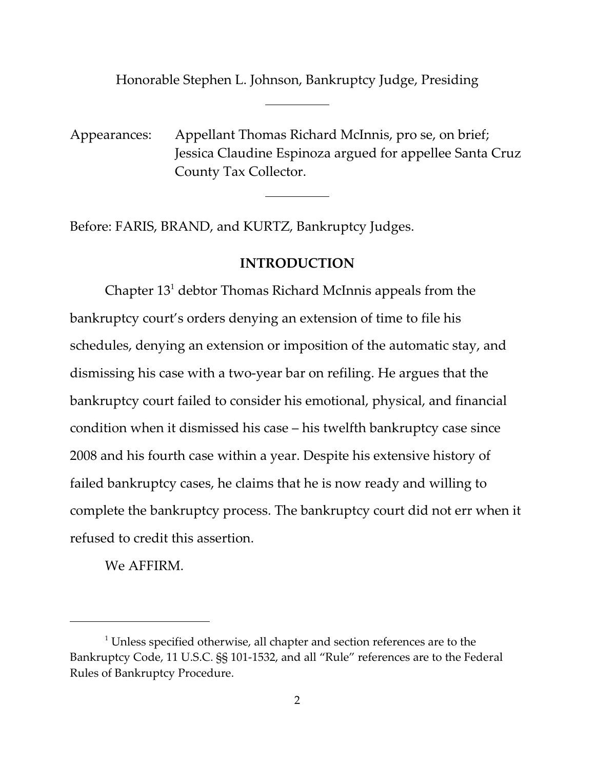Honorable Stephen L. Johnson, Bankruptcy Judge, Presiding

---

Appearances: Appellant Thomas Richard McInnis, pro se, on brief; Jessica Claudine Espinoza argued for appellee Santa Cruz County Tax Collector.

---

Before: FARIS, BRAND, and KURTZ, Bankruptcy Judges.

## INTRODUCTION

Chapter 13[1] debtor Thomas Richard McInnis appeals from the bankruptcy court's orders denying an extension of time to file his schedules, denying an extension or imposition of the automatic stay, and dismissing his case with a two-year bar on refiling. He argues that the bankruptcy court failed to consider his emotional, physical, and financial condition when it dismissed his case – his twelfth bankruptcy case since 2008 and his fourth case within a year. Despite his extensive history of failed bankruptcy cases, he claims that he is now ready and willing to complete the bankruptcy process. The bankruptcy court did not err when it refused to credit this assertion.

We AFFIRM.

---

[1] Unless specified otherwise, all chapter and section references are to the Bankruptcy Code, 11 U.S.C. §§ 101-1532, and all "Rule" references are to the Federal Rules of Bankruptcy Procedure.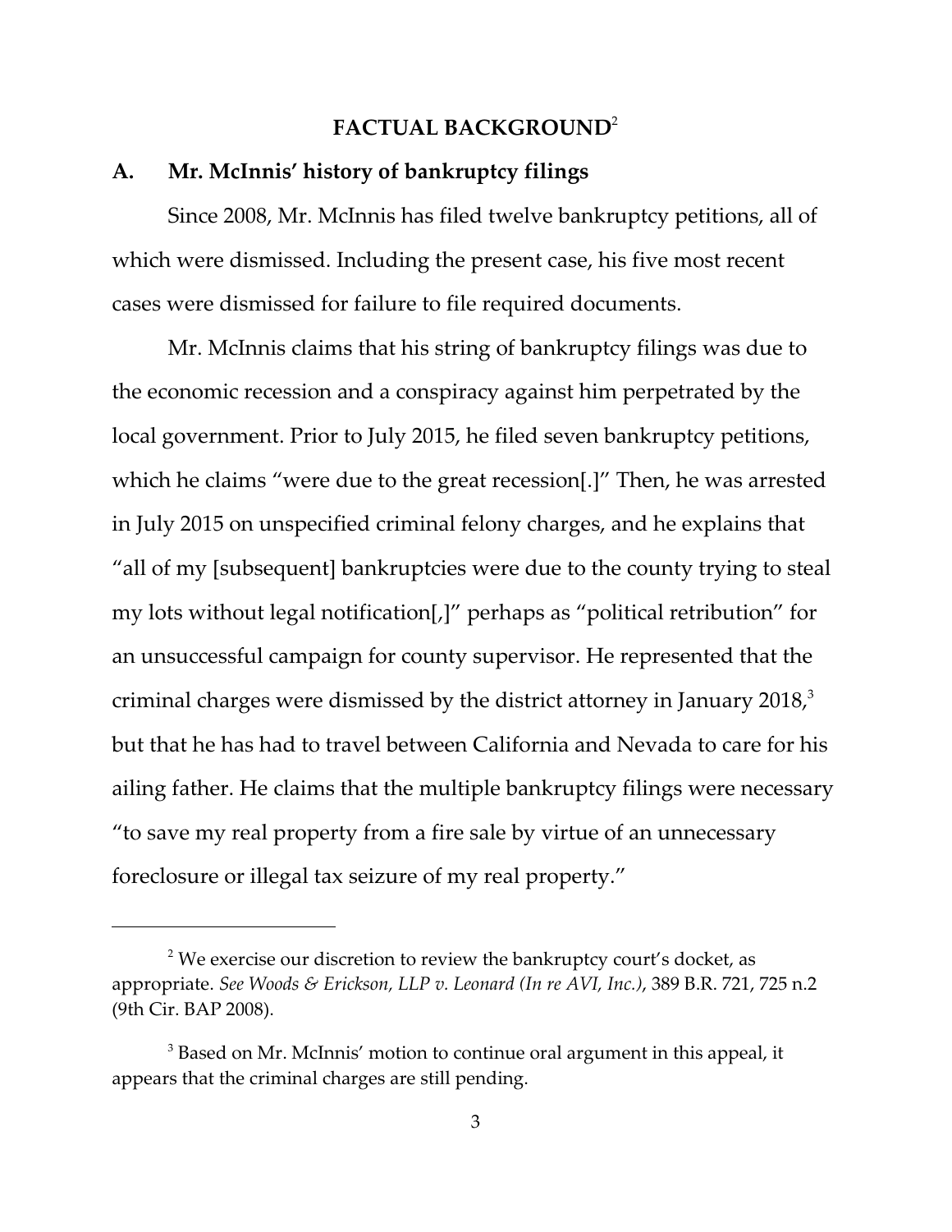## FACTUAL BACKGROUND[2]

### A. Mr. McInnis' history of bankruptcy filings

Since 2008, Mr. McInnis has filed twelve bankruptcy petitions, all of which were dismissed. Including the present case, his five most recent cases were dismissed for failure to file required documents.

Mr. McInnis claims that his string of bankruptcy filings was due to the economic recession and a conspiracy against him perpetrated by the local government. Prior to July 2015, he filed seven bankruptcy petitions, which he claims "were due to the great recession[.]" Then, he was arrested in July 2015 on unspecified criminal felony charges, and he explains that "all of my [subsequent] bankruptcies were due to the county trying to steal my lots without legal notification[,]" perhaps as "political retribution" for an unsuccessful campaign for county supervisor. He represented that the criminal charges were dismissed by the district attorney in January 2018,[3] but that he has had to travel between California and Nevada to care for his ailing father. He claims that the multiple bankruptcy filings were necessary "to save my real property from a fire sale by virtue of an unnecessary foreclosure or illegal tax seizure of my real property."

---

[2] We exercise our discretion to review the bankruptcy court's docket, as appropriate. *See Woods & Erickson, LLP v. Leonard (In re AVI, Inc.)*, 389 B.R. 721, 725 n.2 (9th Cir. BAP 2008).

[3] Based on Mr. McInnis' motion to continue oral argument in this appeal, it appears that the criminal charges are still pending.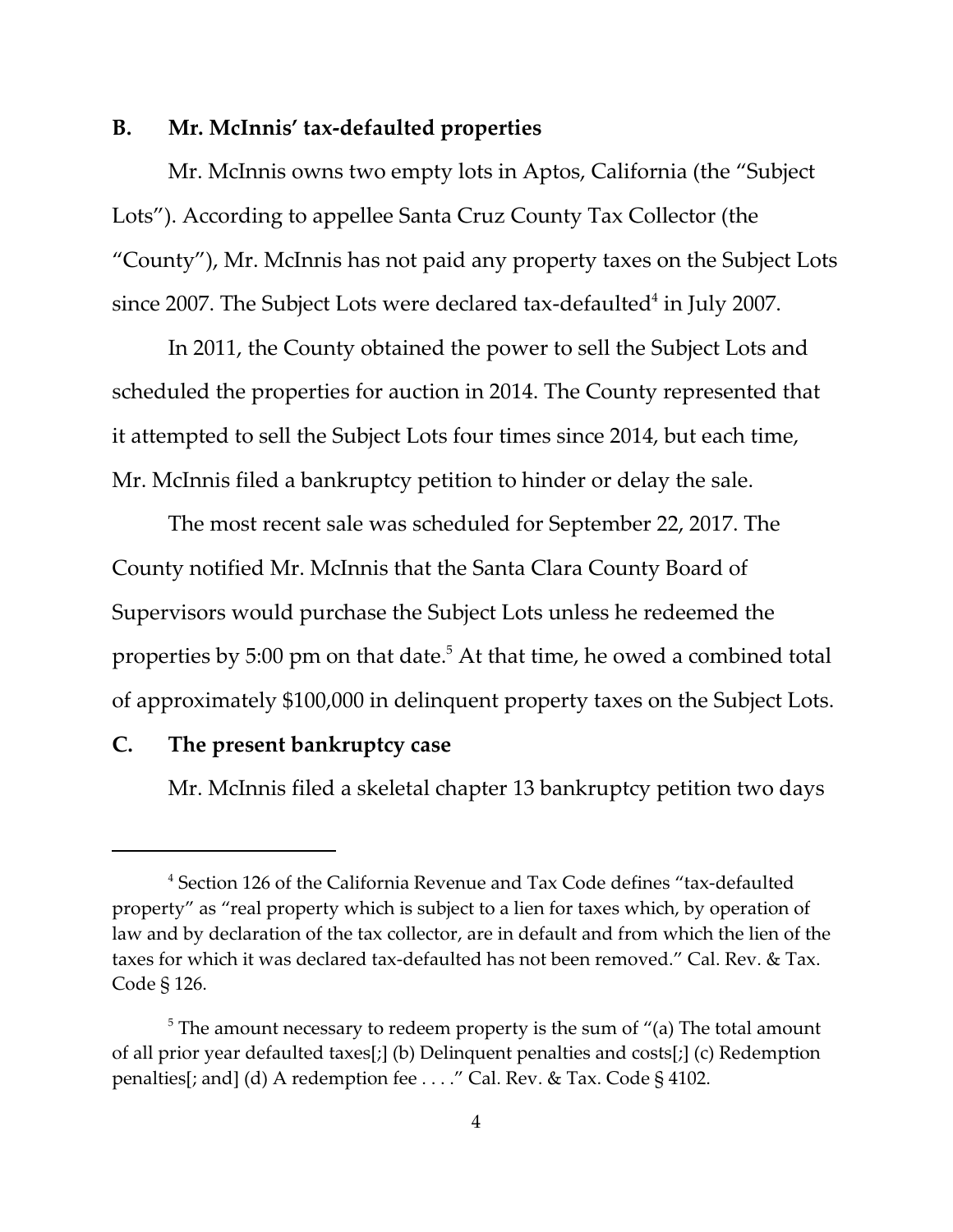### B. Mr. McInnis' tax-defaulted properties

Mr. McInnis owns two empty lots in Aptos, California (the "Subject Lots"). According to appellee Santa Cruz County Tax Collector (the "County"), Mr. McInnis has not paid any property taxes on the Subject Lots since 2007. The Subject Lots were declared tax-defaulted[4] in July 2007.

In 2011, the County obtained the power to sell the Subject Lots and scheduled the properties for auction in 2014. The County represented that it attempted to sell the Subject Lots four times since 2014, but each time, Mr. McInnis filed a bankruptcy petition to hinder or delay the sale.

The most recent sale was scheduled for September 22, 2017. The County notified Mr. McInnis that the Santa Clara County Board of Supervisors would purchase the Subject Lots unless he redeemed the properties by 5:00 pm on that date.[5] At that time, he owed a combined total of approximately $100,000 in delinquent property taxes on the Subject Lots.

### C. The present bankruptcy case

Mr. McInnis filed a skeletal chapter 13 bankruptcy petition two days

---

[4] Section 126 of the California Revenue and Tax Code defines "tax-defaulted property" as "real property which is subject to a lien for taxes which, by operation of law and by declaration of the tax collector, are in default and from which the lien of the taxes for which it was declared tax-defaulted has not been removed." Cal. Rev. & Tax. Code § 126.

[5] The amount necessary to redeem property is the sum of "(a) The total amount of all prior year defaulted taxes[;] (b) Delinquent penalties and costs[;] (c) Redemption penalties[; and] (d) A redemption fee . . . ." Cal. Rev. & Tax. Code § 4102.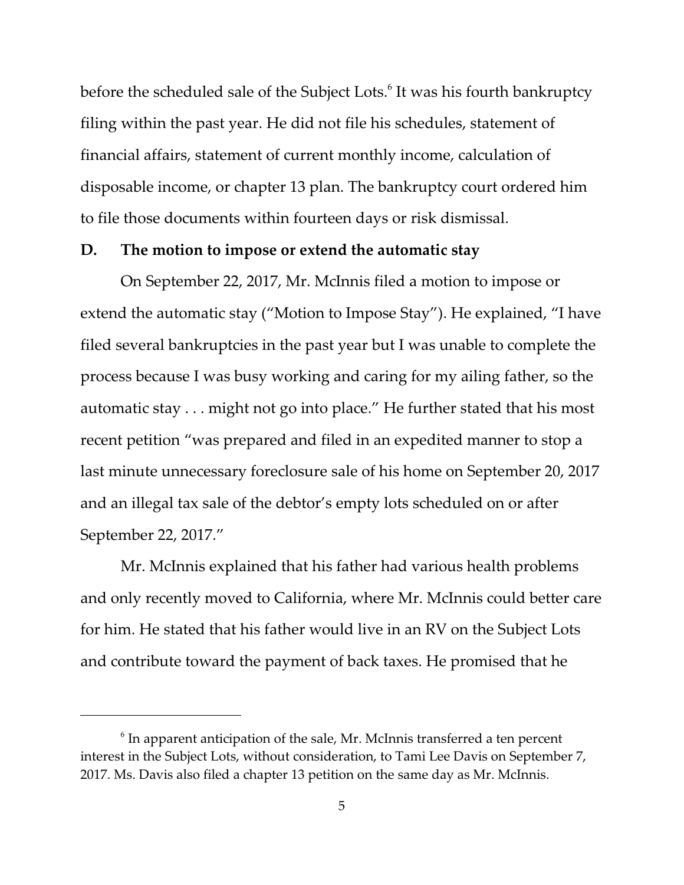before the scheduled sale of the Subject Lots.[6] It was his fourth bankruptcy filing within the past year. He did not file his schedules, statement of financial affairs, statement of current monthly income, calculation of disposable income, or chapter 13 plan. The bankruptcy court ordered him to file those documents within fourteen days or risk dismissal.

### D. The motion to impose or extend the automatic stay

On September 22, 2017, Mr. McInnis filed a motion to impose or extend the automatic stay ("Motion to Impose Stay"). He explained, "I have filed several bankruptcies in the past year but I was unable to complete the process because I was busy working and caring for my ailing father, so the automatic stay . . . might not go into place." He further stated that his most recent petition "was prepared and filed in an expedited manner to stop a last minute unnecessary foreclosure sale of his home on September 20, 2017 and an illegal tax sale of the debtor's empty lots scheduled on or after September 22, 2017."

Mr. McInnis explained that his father had various health problems and only recently moved to California, where Mr. McInnis could better care for him. He stated that his father would live in an RV on the Subject Lots and contribute toward the payment of back taxes. He promised that he

---

[6] In apparent anticipation of the sale, Mr. McInnis transferred a ten percent interest in the Subject Lots, without consideration, to Tami Lee Davis on September 7, 2017. Ms. Davis also filed a chapter 13 petition on the same day as Mr. McInnis.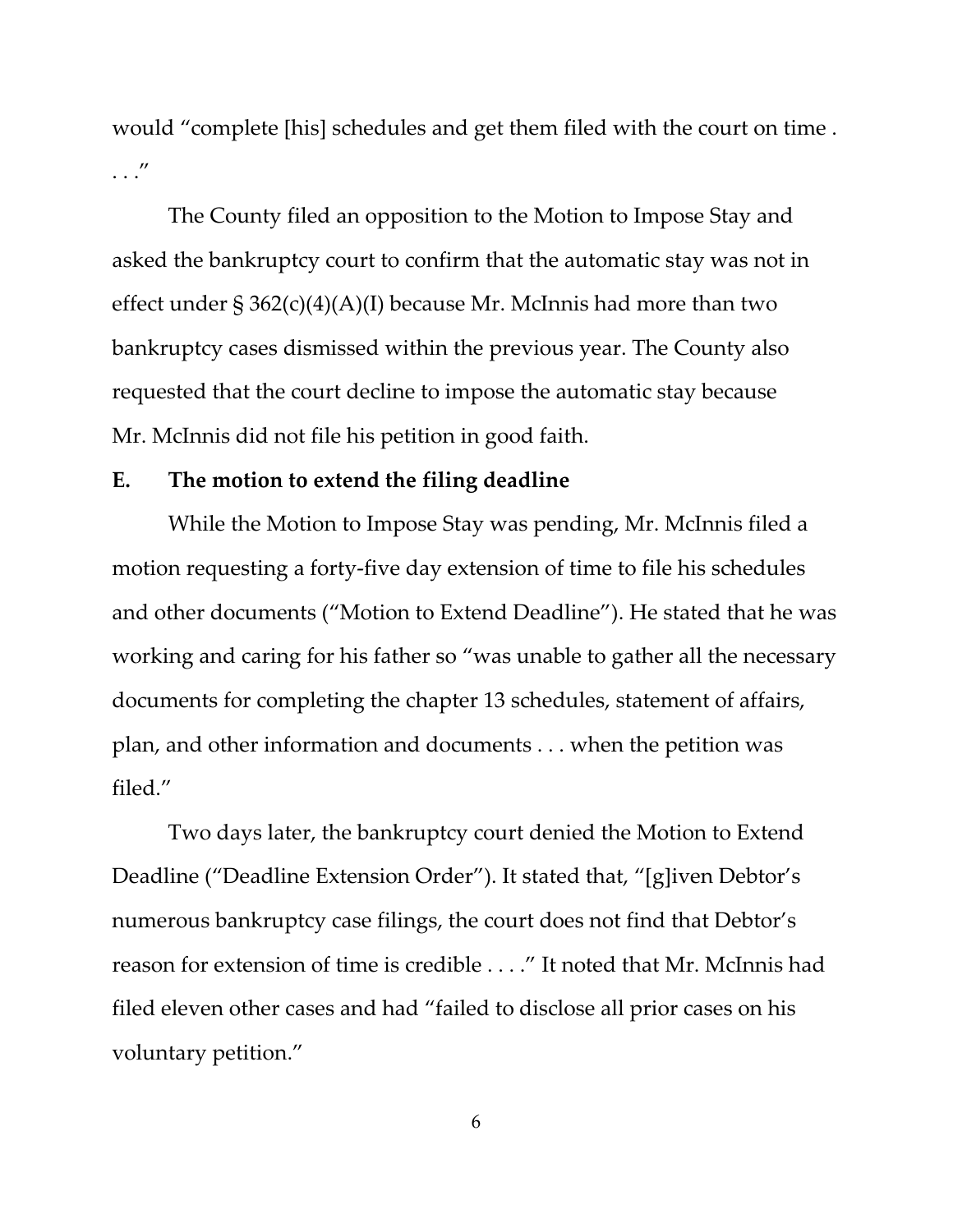would "complete [his] schedules and get them filed with the court on time . . . ."

The County filed an opposition to the Motion to Impose Stay and asked the bankruptcy court to confirm that the automatic stay was not in effect under § 362(c)(4)(A)(I) because Mr. McInnis had more than two bankruptcy cases dismissed within the previous year. The County also requested that the court decline to impose the automatic stay because Mr. McInnis did not file his petition in good faith.

## E. The motion to extend the filing deadline

While the Motion to Impose Stay was pending, Mr. McInnis filed a motion requesting a forty-five day extension of time to file his schedules and other documents ("Motion to Extend Deadline"). He stated that he was working and caring for his father so "was unable to gather all the necessary documents for completing the chapter 13 schedules, statement of affairs, plan, and other information and documents . . . when the petition was filed."

Two days later, the bankruptcy court denied the Motion to Extend Deadline ("Deadline Extension Order"). It stated that, "[g]iven Debtor's numerous bankruptcy case filings, the court does not find that Debtor's reason for extension of time is credible . . . ." It noted that Mr. McInnis had filed eleven other cases and had "failed to disclose all prior cases on his voluntary petition."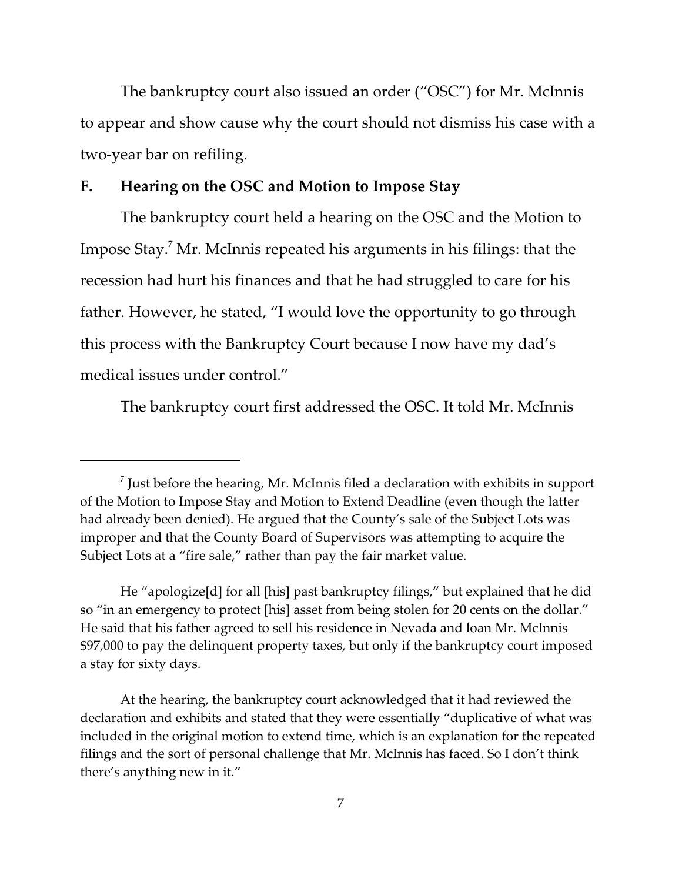The bankruptcy court also issued an order ("OSC") for Mr. McInnis to appear and show cause why the court should not dismiss his case with a two-year bar on refiling.

### F. Hearing on the OSC and Motion to Impose Stay

The bankruptcy court held a hearing on the OSC and the Motion to Impose Stay.[7] Mr. McInnis repeated his arguments in his filings: that the recession had hurt his finances and that he had struggled to care for his father. However, he stated, "I would love the opportunity to go through this process with the Bankruptcy Court because I now have my dad's medical issues under control."

The bankruptcy court first addressed the OSC. It told Mr. McInnis

---

[7] Just before the hearing, Mr. McInnis filed a declaration with exhibits in support of the Motion to Impose Stay and Motion to Extend Deadline (even though the latter had already been denied). He argued that the County's sale of the Subject Lots was improper and that the County Board of Supervisors was attempting to acquire the Subject Lots at a "fire sale," rather than pay the fair market value.

He "apologize[d] for all [his] past bankruptcy filings," but explained that he did so "in an emergency to protect [his] asset from being stolen for 20 cents on the dollar." He said that his father agreed to sell his residence in Nevada and loan Mr. McInnis $97,000 to pay the delinquent property taxes, but only if the bankruptcy court imposed a stay for sixty days.

At the hearing, the bankruptcy court acknowledged that it had reviewed the declaration and exhibits and stated that they were essentially "duplicative of what was included in the original motion to extend time, which is an explanation for the repeated filings and the sort of personal challenge that Mr. McInnis has faced. So I don't think there's anything new in it."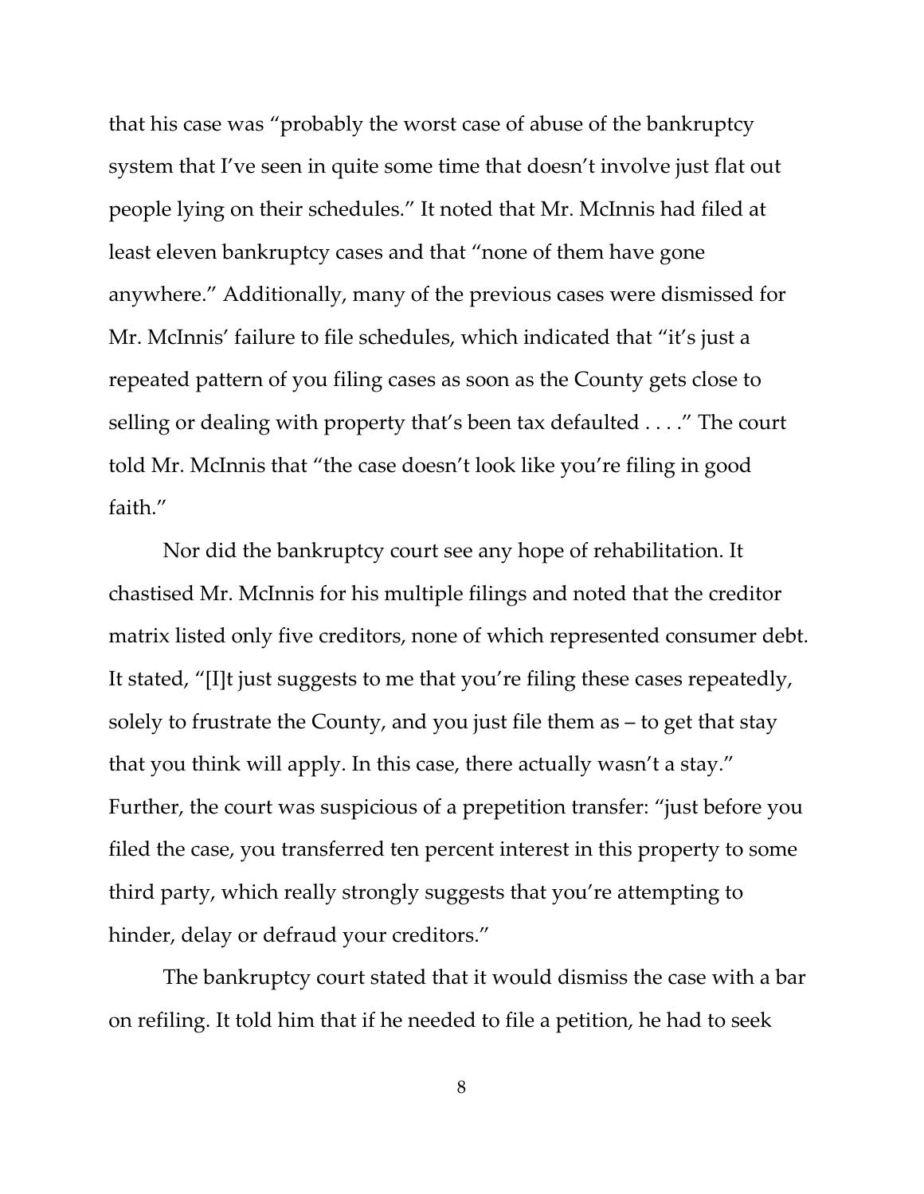that his case was "probably the worst case of abuse of the bankruptcy system that I've seen in quite some time that doesn't involve just flat out people lying on their schedules." It noted that Mr. McInnis had filed at least eleven bankruptcy cases and that "none of them have gone anywhere." Additionally, many of the previous cases were dismissed for Mr. McInnis' failure to file schedules, which indicated that "it's just a repeated pattern of you filing cases as soon as the County gets close to selling or dealing with property that's been tax defaulted . . . ." The court told Mr. McInnis that "the case doesn't look like you're filing in good faith."

Nor did the bankruptcy court see any hope of rehabilitation. It chastised Mr. McInnis for his multiple filings and noted that the creditor matrix listed only five creditors, none of which represented consumer debt. It stated, "[I]t just suggests to me that you're filing these cases repeatedly, solely to frustrate the County, and you just file them as – to get that stay that you think will apply. In this case, there actually wasn't a stay." Further, the court was suspicious of a prepetition transfer: "just before you filed the case, you transferred ten percent interest in this property to some third party, which really strongly suggests that you're attempting to hinder, delay or defraud your creditors."

The bankruptcy court stated that it would dismiss the case with a bar on refiling. It told him that if he needed to file a petition, he had to seek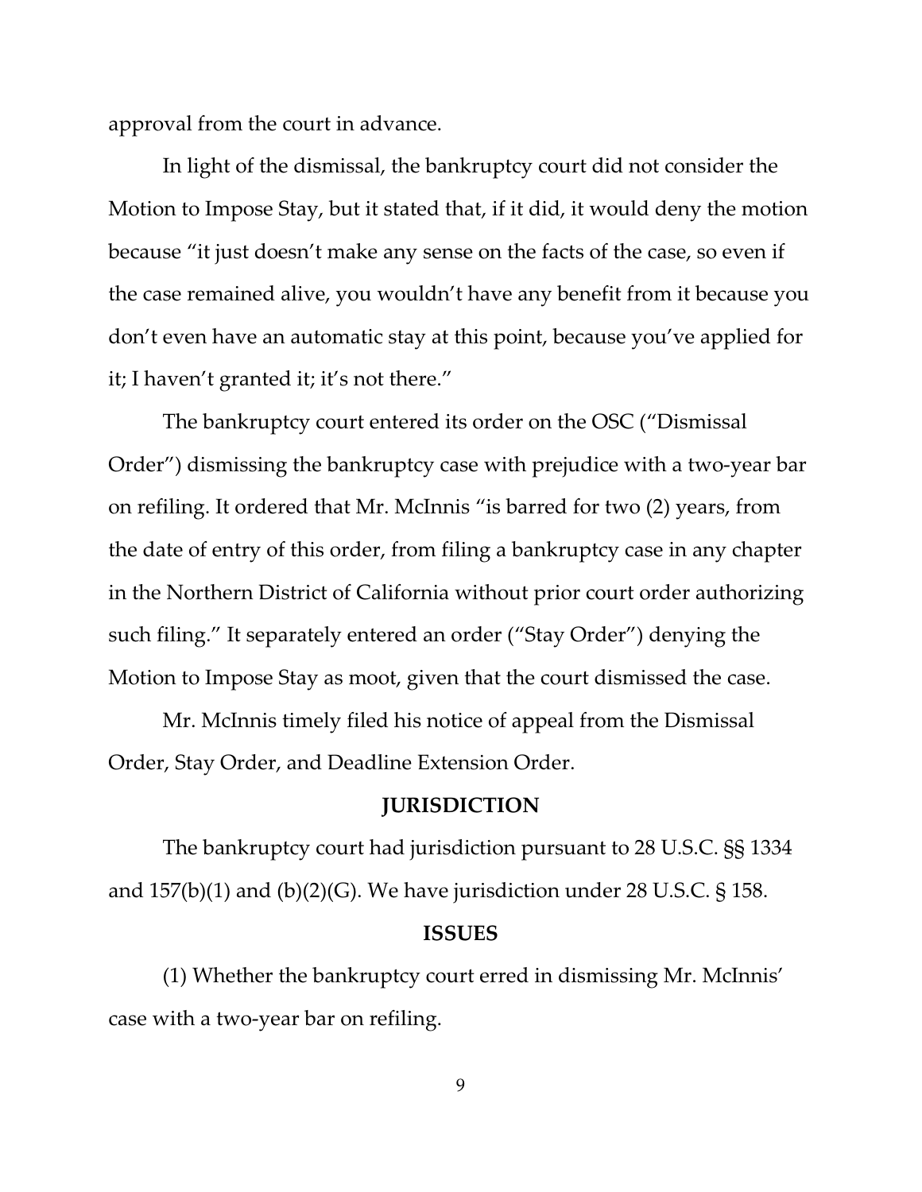approval from the court in advance.

In light of the dismissal, the bankruptcy court did not consider the Motion to Impose Stay, but it stated that, if it did, it would deny the motion because "it just doesn't make any sense on the facts of the case, so even if the case remained alive, you wouldn't have any benefit from it because you don't even have an automatic stay at this point, because you've applied for it; I haven't granted it; it's not there."

The bankruptcy court entered its order on the OSC ("Dismissal Order") dismissing the bankruptcy case with prejudice with a two-year bar on refiling. It ordered that Mr. McInnis "is barred for two (2) years, from the date of entry of this order, from filing a bankruptcy case in any chapter in the Northern District of California without prior court order authorizing such filing." It separately entered an order ("Stay Order") denying the Motion to Impose Stay as moot, given that the court dismissed the case.

Mr. McInnis timely filed his notice of appeal from the Dismissal Order, Stay Order, and Deadline Extension Order.

## JURISDICTION

The bankruptcy court had jurisdiction pursuant to 28 U.S.C. §§ 1334 and 157(b)(1) and (b)(2)(G). We have jurisdiction under 28 U.S.C. § 158.

## ISSUES

(1) Whether the bankruptcy court erred in dismissing Mr. McInnis' case with a two-year bar on refiling.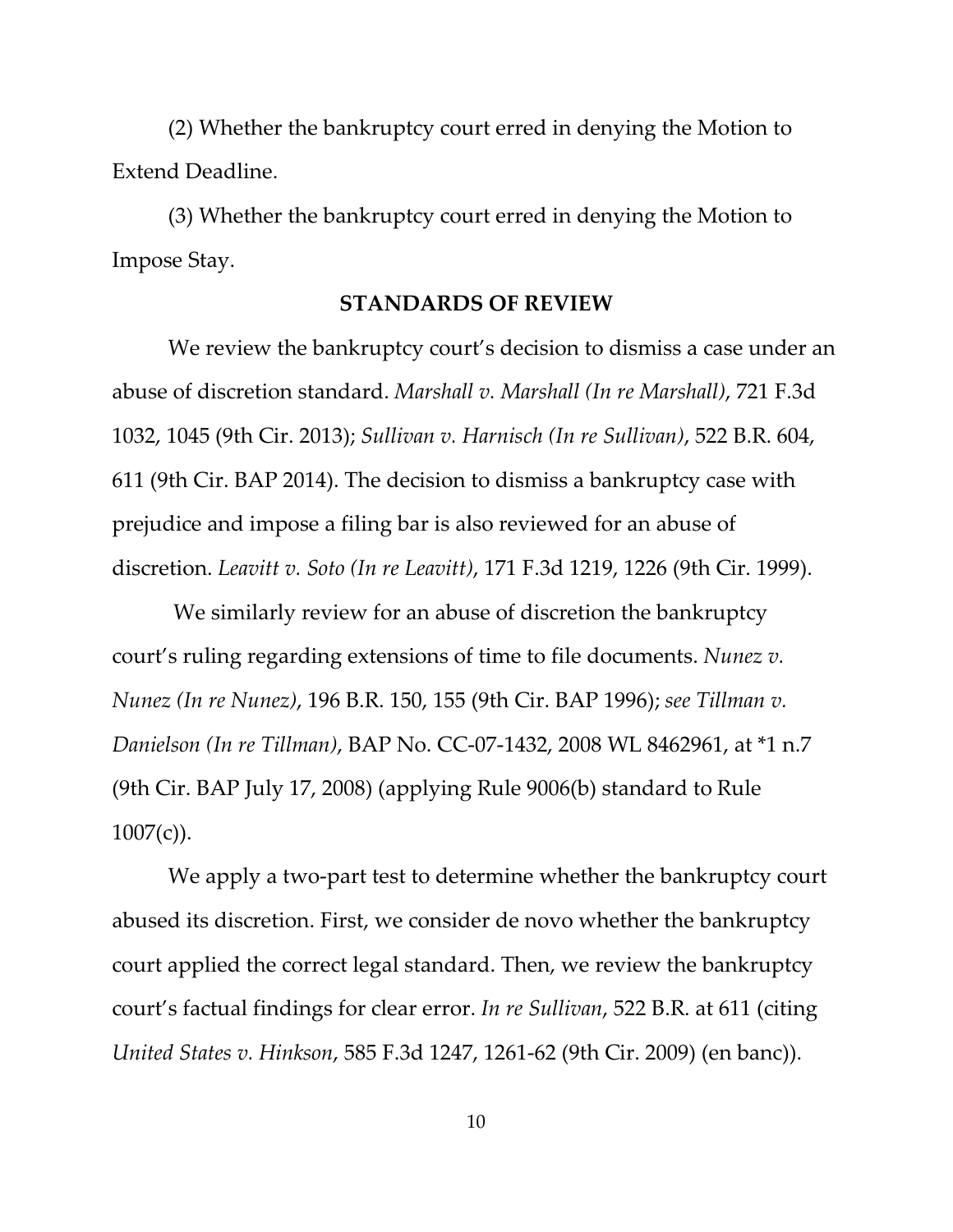(2) Whether the bankruptcy court erred in denying the Motion to Extend Deadline.

(3) Whether the bankruptcy court erred in denying the Motion to Impose Stay.

## STANDARDS OF REVIEW

We review the bankruptcy court's decision to dismiss a case under an abuse of discretion standard. *Marshall v. Marshall (In re Marshall)*, 721 F.3d 1032, 1045 (9th Cir. 2013); *Sullivan v. Harnisch (In re Sullivan)*, 522 B.R. 604, 611 (9th Cir. BAP 2014). The decision to dismiss a bankruptcy case with prejudice and impose a filing bar is also reviewed for an abuse of discretion. *Leavitt v. Soto (In re Leavitt)*, 171 F.3d 1219, 1226 (9th Cir. 1999).

We similarly review for an abuse of discretion the bankruptcy court's ruling regarding extensions of time to file documents. *Nunez v. Nunez (In re Nunez)*, 196 B.R. 150, 155 (9th Cir. BAP 1996); *see Tillman v. Danielson (In re Tillman)*, BAP No. CC-07-1432, 2008 WL 8462961, at *1 n.7 (9th Cir. BAP July 17, 2008) (applying Rule 9006(b) standard to Rule 1007(c)).

We apply a two-part test to determine whether the bankruptcy court abused its discretion. First, we consider de novo whether the bankruptcy court applied the correct legal standard. Then, we review the bankruptcy court's factual findings for clear error. *In re Sullivan*, 522 B.R. at 611 (citing *United States v. Hinkson*, 585 F.3d 1247, 1261-62 (9th Cir. 2009) (en banc)).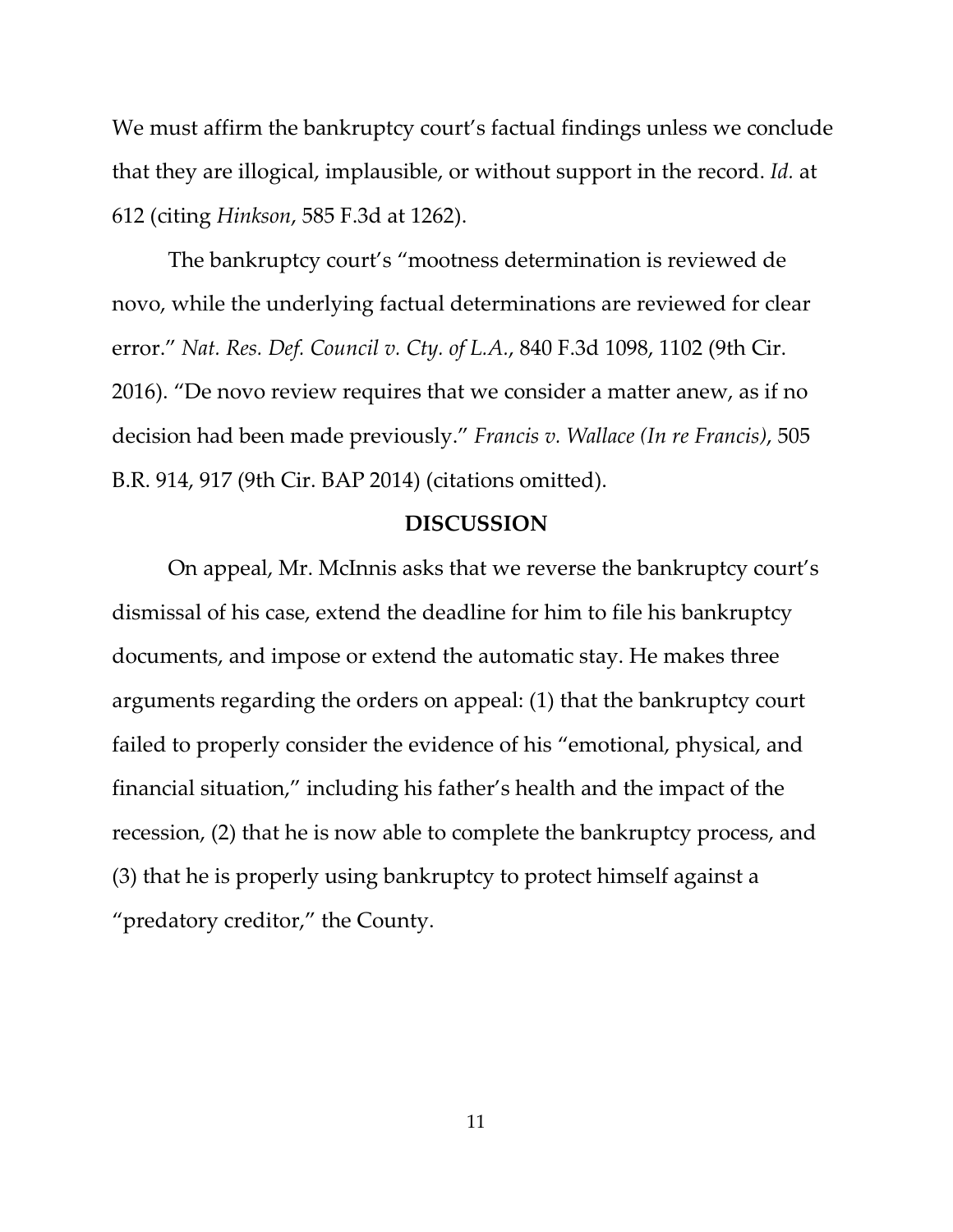We must affirm the bankruptcy court's factual findings unless we conclude that they are illogical, implausible, or without support in the record. *Id.* at 612 (citing *Hinkson*, 585 F.3d at 1262).

The bankruptcy court's "mootness determination is reviewed de novo, while the underlying factual determinations are reviewed for clear error." *Nat. Res. Def. Council v. Cty. of L.A.*, 840 F.3d 1098, 1102 (9th Cir. 2016). "De novo review requires that we consider a matter anew, as if no decision had been made previously." *Francis v. Wallace (In re Francis)*, 505 B.R. 914, 917 (9th Cir. BAP 2014) (citations omitted).

## DISCUSSION

On appeal, Mr. McInnis asks that we reverse the bankruptcy court's dismissal of his case, extend the deadline for him to file his bankruptcy documents, and impose or extend the automatic stay. He makes three arguments regarding the orders on appeal: (1) that the bankruptcy court failed to properly consider the evidence of his "emotional, physical, and financial situation," including his father's health and the impact of the recession, (2) that he is now able to complete the bankruptcy process, and (3) that he is properly using bankruptcy to protect himself against a "predatory creditor," the County.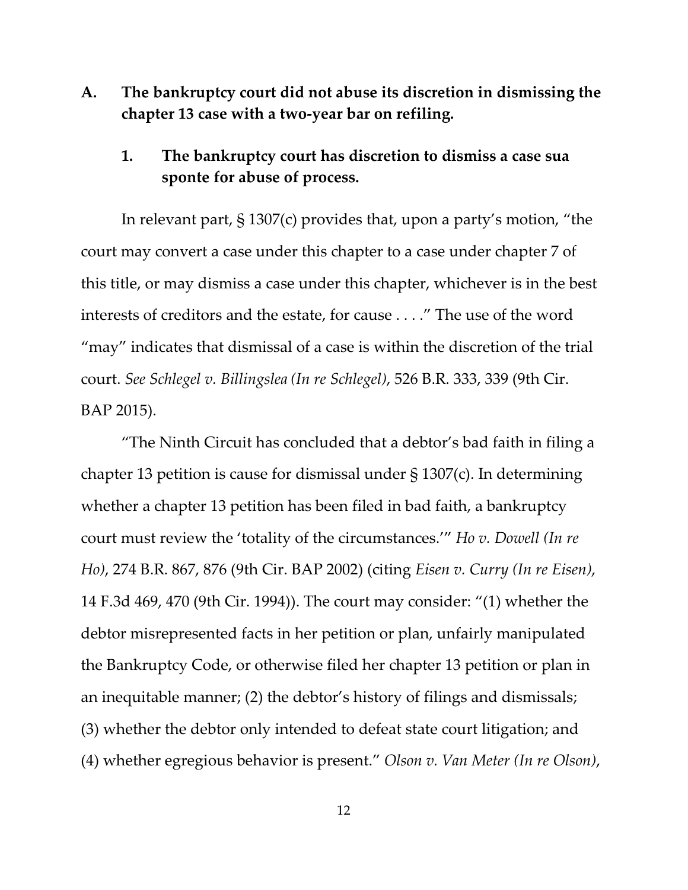### A. The bankruptcy court did not abuse its discretion in dismissing the chapter 13 case with a two-year bar on refiling.

#### 1. The bankruptcy court has discretion to dismiss a case sua sponte for abuse of process.

In relevant part, § 1307(c) provides that, upon a party's motion, "the court may convert a case under this chapter to a case under chapter 7 of this title, or may dismiss a case under this chapter, whichever is in the best interests of creditors and the estate, for cause . . . ." The use of the word "may" indicates that dismissal of a case is within the discretion of the trial court. *See Schlegel v. Billingslea (In re Schlegel)*, 526 B.R. 333, 339 (9th Cir. BAP 2015).

"The Ninth Circuit has concluded that a debtor's bad faith in filing a chapter 13 petition is cause for dismissal under § 1307(c). In determining whether a chapter 13 petition has been filed in bad faith, a bankruptcy court must review the 'totality of the circumstances.'" *Ho v. Dowell (In re Ho)*, 274 B.R. 867, 876 (9th Cir. BAP 2002) (citing *Eisen v. Curry (In re Eisen)*, 14 F.3d 469, 470 (9th Cir. 1994)). The court may consider: "(1) whether the debtor misrepresented facts in her petition or plan, unfairly manipulated the Bankruptcy Code, or otherwise filed her chapter 13 petition or plan in an inequitable manner; (2) the debtor's history of filings and dismissals; (3) whether the debtor only intended to defeat state court litigation; and (4) whether egregious behavior is present." *Olson v. Van Meter (In re Olson)*,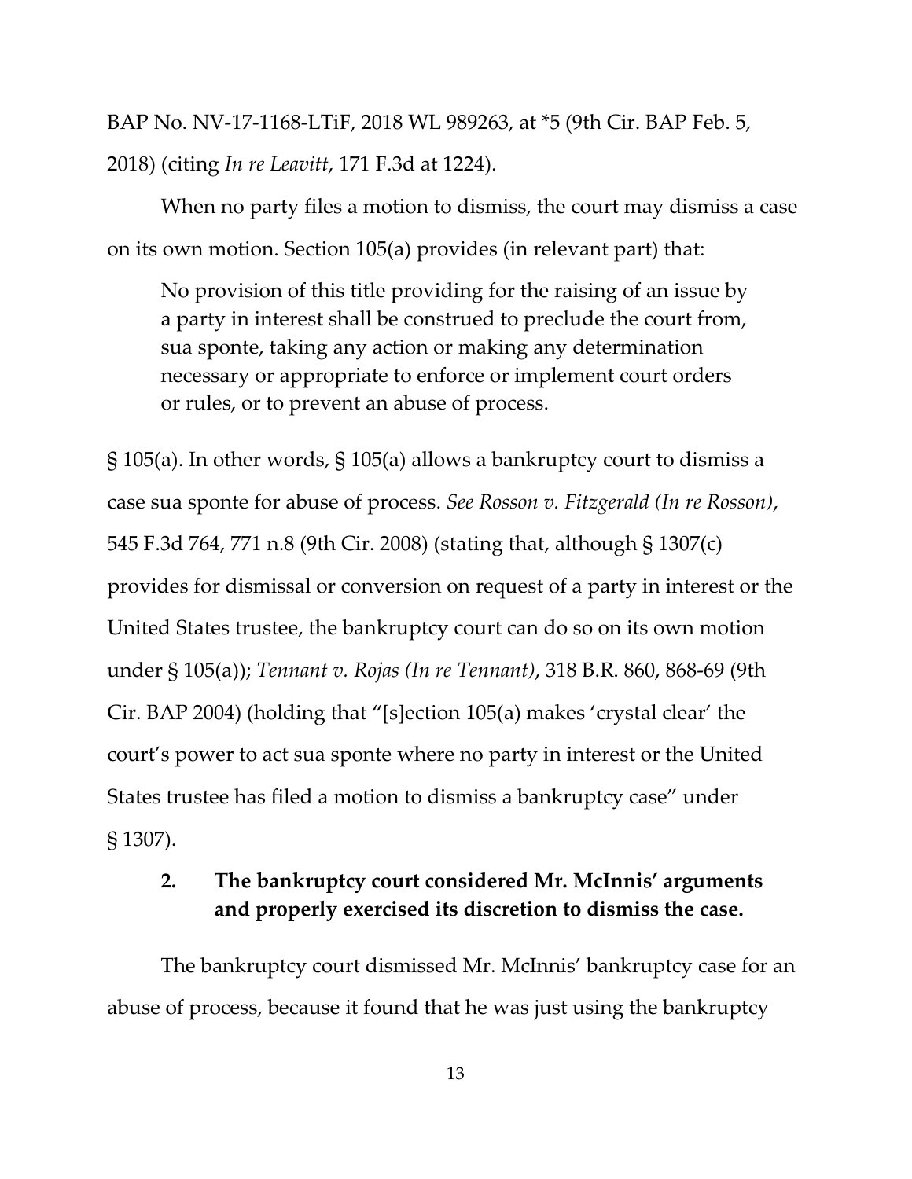BAP No. NV-17-1168-LTiF, 2018 WL 989263, at *5 (9th Cir. BAP Feb. 5, 2018) (citing *In re Leavitt*, 171 F.3d at 1224).

When no party files a motion to dismiss, the court may dismiss a case on its own motion. Section 105(a) provides (in relevant part) that:

> No provision of this title providing for the raising of an issue by a party in interest shall be construed to preclude the court from, sua sponte, taking any action or making any determination necessary or appropriate to enforce or implement court orders or rules, or to prevent an abuse of process.

§ 105(a). In other words, § 105(a) allows a bankruptcy court to dismiss a case sua sponte for abuse of process. *See Rosson v. Fitzgerald (In re Rosson)*, 545 F.3d 764, 771 n.8 (9th Cir. 2008) (stating that, although § 1307(c) provides for dismissal or conversion on request of a party in interest or the United States trustee, the bankruptcy court can do so on its own motion under § 105(a)); *Tennant v. Rojas (In re Tennant)*, 318 B.R. 860, 868-69 (9th Cir. BAP 2004) (holding that "[s]ection 105(a) makes 'crystal clear' the court's power to act sua sponte where no party in interest or the United States trustee has filed a motion to dismiss a bankruptcy case" under § 1307).

### 2. The bankruptcy court considered Mr. McInnis' arguments and properly exercised its discretion to dismiss the case.

The bankruptcy court dismissed Mr. McInnis' bankruptcy case for an abuse of process, because it found that he was just using the bankruptcy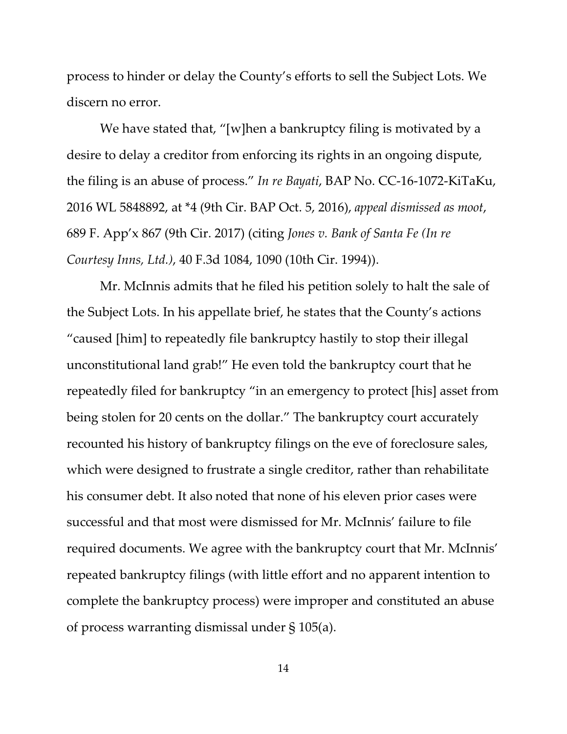process to hinder or delay the County's efforts to sell the Subject Lots. We discern no error.

We have stated that, "[w]hen a bankruptcy filing is motivated by a desire to delay a creditor from enforcing its rights in an ongoing dispute, the filing is an abuse of process." *In re Bayati*, BAP No. CC-16-1072-KiTaKu, 2016 WL 5848892, at *4 (9th Cir. BAP Oct. 5, 2016), *appeal dismissed as moot*, 689 F. App'x 867 (9th Cir. 2017) (citing *Jones v. Bank of Santa Fe (In re Courtesy Inns, Ltd.)*, 40 F.3d 1084, 1090 (10th Cir. 1994)).

Mr. McInnis admits that he filed his petition solely to halt the sale of the Subject Lots. In his appellate brief, he states that the County's actions "caused [him] to repeatedly file bankruptcy hastily to stop their illegal unconstitutional land grab!" He even told the bankruptcy court that he repeatedly filed for bankruptcy "in an emergency to protect [his] asset from being stolen for 20 cents on the dollar." The bankruptcy court accurately recounted his history of bankruptcy filings on the eve of foreclosure sales, which were designed to frustrate a single creditor, rather than rehabilitate his consumer debt. It also noted that none of his eleven prior cases were successful and that most were dismissed for Mr. McInnis' failure to file required documents. We agree with the bankruptcy court that Mr. McInnis' repeated bankruptcy filings (with little effort and no apparent intention to complete the bankruptcy process) were improper and constituted an abuse of process warranting dismissal under § 105(a).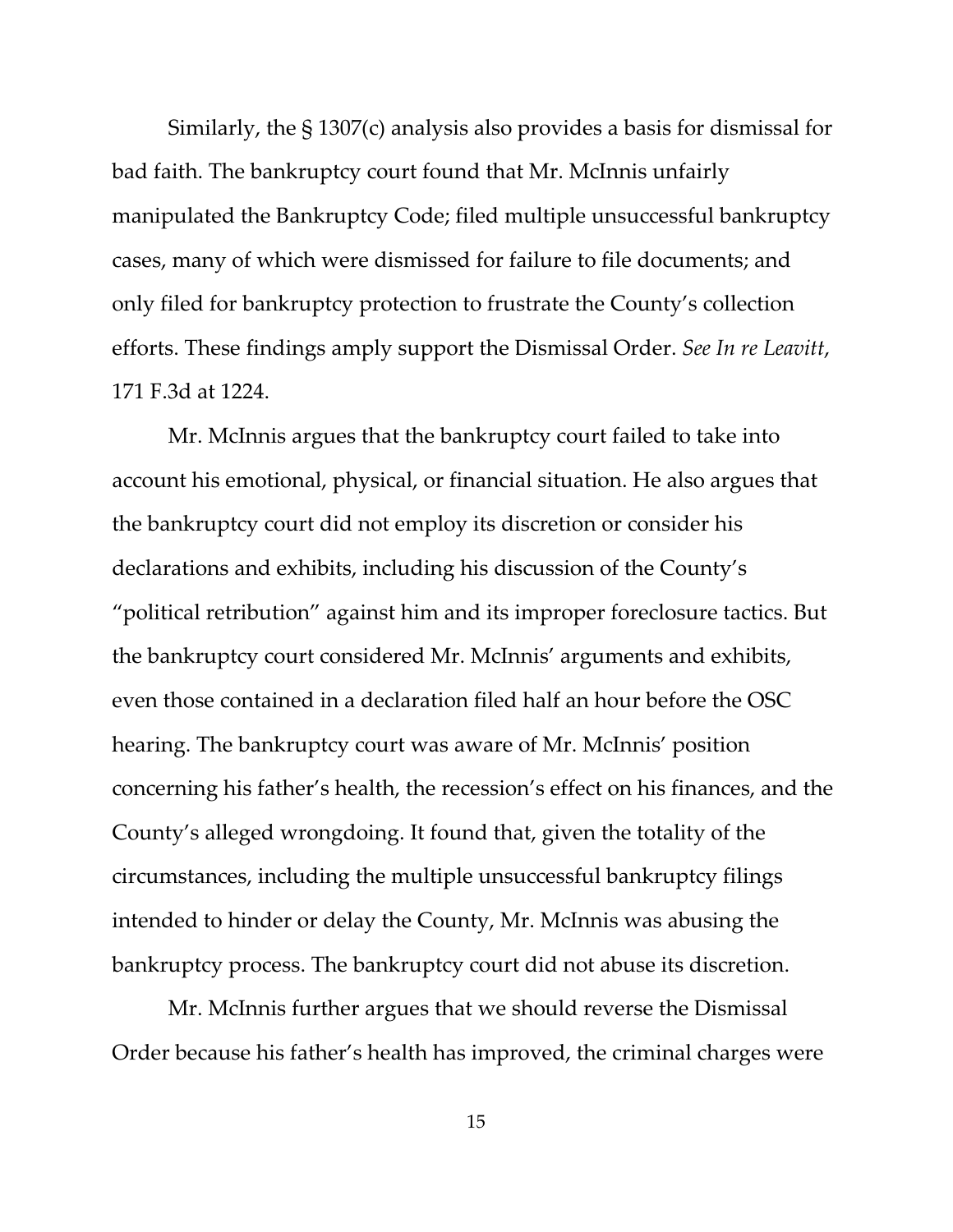Similarly, the § 1307(c) analysis also provides a basis for dismissal for bad faith. The bankruptcy court found that Mr. McInnis unfairly manipulated the Bankruptcy Code; filed multiple unsuccessful bankruptcy cases, many of which were dismissed for failure to file documents; and only filed for bankruptcy protection to frustrate the County's collection efforts. These findings amply support the Dismissal Order. *See In re Leavitt*, 171 F.3d at 1224.

Mr. McInnis argues that the bankruptcy court failed to take into account his emotional, physical, or financial situation. He also argues that the bankruptcy court did not employ its discretion or consider his declarations and exhibits, including his discussion of the County's "political retribution" against him and its improper foreclosure tactics. But the bankruptcy court considered Mr. McInnis' arguments and exhibits, even those contained in a declaration filed half an hour before the OSC hearing. The bankruptcy court was aware of Mr. McInnis' position concerning his father's health, the recession's effect on his finances, and the County's alleged wrongdoing. It found that, given the totality of the circumstances, including the multiple unsuccessful bankruptcy filings intended to hinder or delay the County, Mr. McInnis was abusing the bankruptcy process. The bankruptcy court did not abuse its discretion.

Mr. McInnis further argues that we should reverse the Dismissal Order because his father's health has improved, the criminal charges were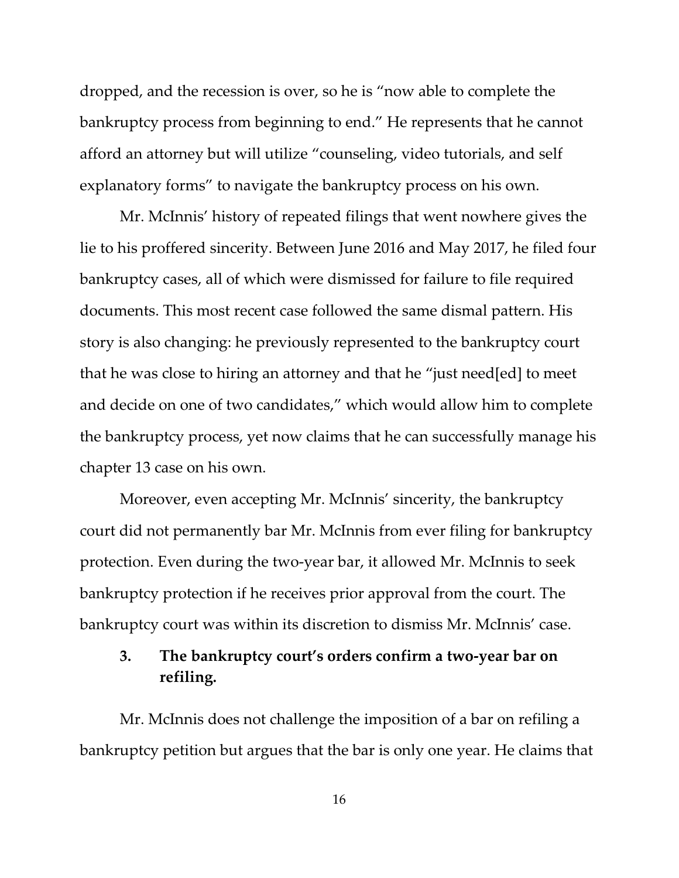dropped, and the recession is over, so he is "now able to complete the bankruptcy process from beginning to end." He represents that he cannot afford an attorney but will utilize "counseling, video tutorials, and self explanatory forms" to navigate the bankruptcy process on his own.

Mr. McInnis' history of repeated filings that went nowhere gives the lie to his proffered sincerity. Between June 2016 and May 2017, he filed four bankruptcy cases, all of which were dismissed for failure to file required documents. This most recent case followed the same dismal pattern. His story is also changing: he previously represented to the bankruptcy court that he was close to hiring an attorney and that he "just need[ed] to meet and decide on one of two candidates," which would allow him to complete the bankruptcy process, yet now claims that he can successfully manage his chapter 13 case on his own.

Moreover, even accepting Mr. McInnis' sincerity, the bankruptcy court did not permanently bar Mr. McInnis from ever filing for bankruptcy protection. Even during the two-year bar, it allowed Mr. McInnis to seek bankruptcy protection if he receives prior approval from the court. The bankruptcy court was within its discretion to dismiss Mr. McInnis' case.

### 3. The bankruptcy court's orders confirm a two-year bar on refiling.

Mr. McInnis does not challenge the imposition of a bar on refiling a bankruptcy petition but argues that the bar is only one year. He claims that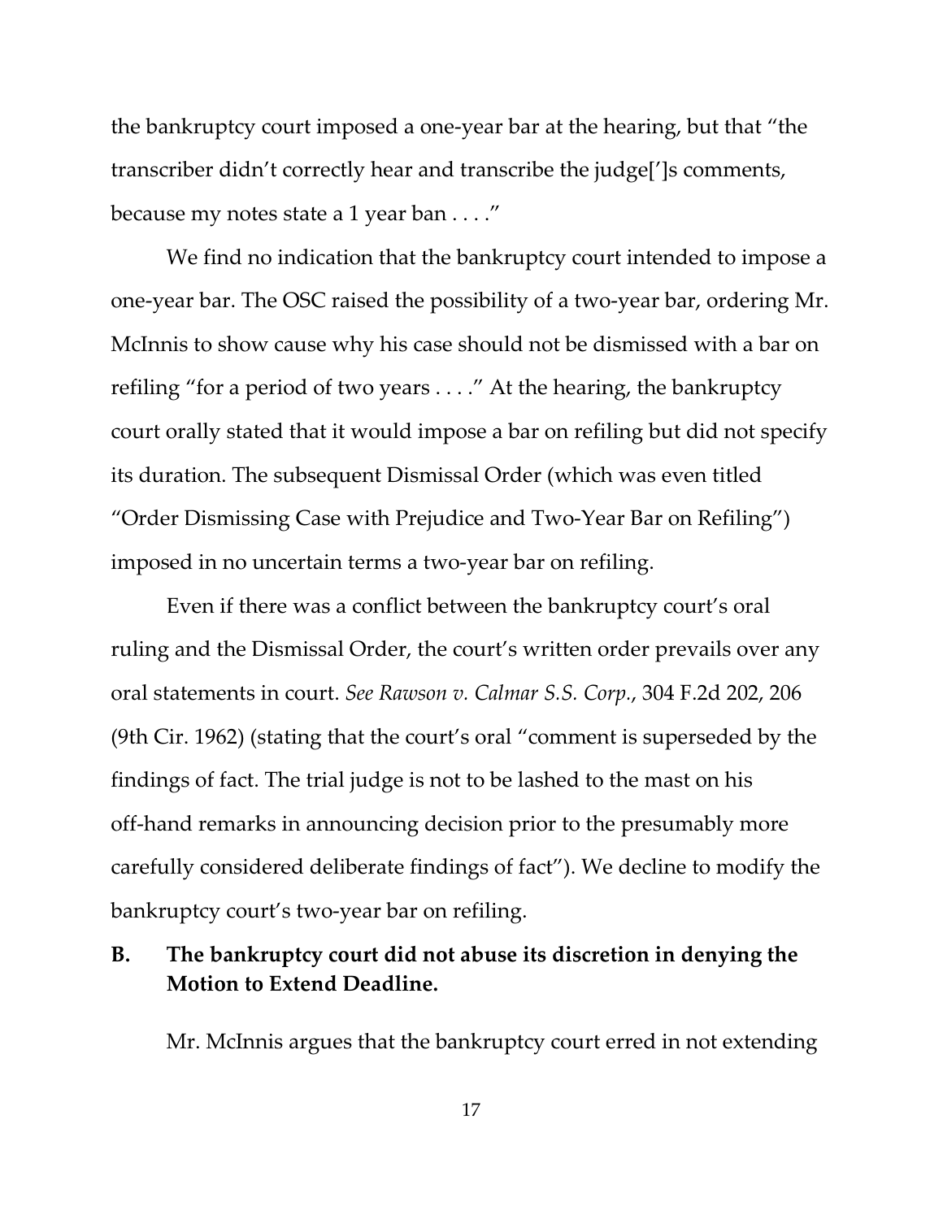the bankruptcy court imposed a one-year bar at the hearing, but that "the transcriber didn't correctly hear and transcribe the judge[']s comments, because my notes state a 1 year ban . . . ."

We find no indication that the bankruptcy court intended to impose a one-year bar. The OSC raised the possibility of a two-year bar, ordering Mr. McInnis to show cause why his case should not be dismissed with a bar on refiling "for a period of two years . . . ." At the hearing, the bankruptcy court orally stated that it would impose a bar on refiling but did not specify its duration. The subsequent Dismissal Order (which was even titled "Order Dismissing Case with Prejudice and Two-Year Bar on Refiling") imposed in no uncertain terms a two-year bar on refiling.

Even if there was a conflict between the bankruptcy court's oral ruling and the Dismissal Order, the court's written order prevails over any oral statements in court. *See Rawson v. Calmar S.S. Corp.*, 304 F.2d 202, 206 (9th Cir. 1962) (stating that the court's oral "comment is superseded by the findings of fact. The trial judge is not to be lashed to the mast on his off-hand remarks in announcing decision prior to the presumably more carefully considered deliberate findings of fact"). We decline to modify the bankruptcy court's two-year bar on refiling.

### B. The bankruptcy court did not abuse its discretion in denying the Motion to Extend Deadline.

Mr. McInnis argues that the bankruptcy court erred in not extending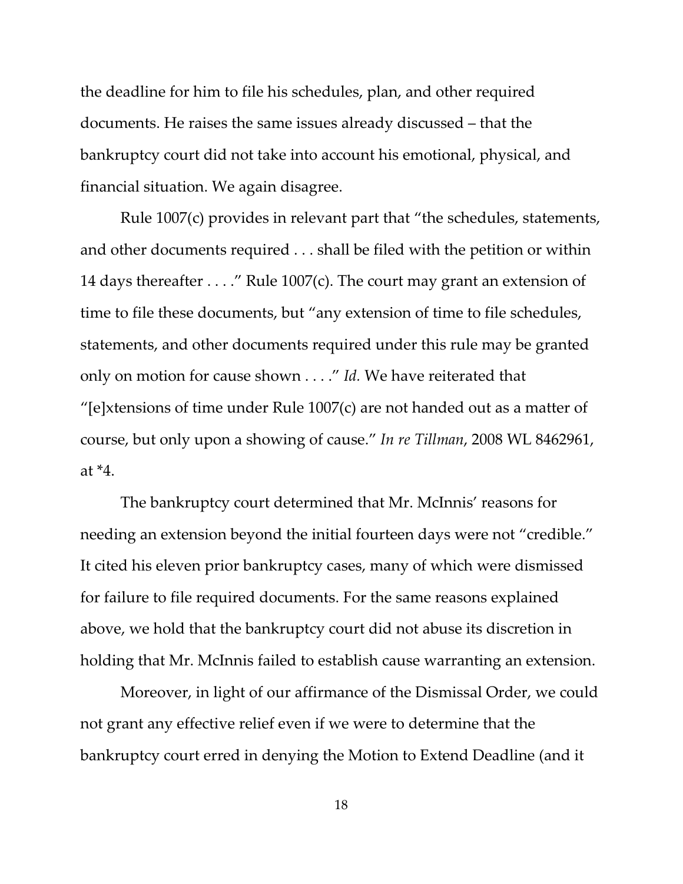the deadline for him to file his schedules, plan, and other required documents. He raises the same issues already discussed – that the bankruptcy court did not take into account his emotional, physical, and financial situation. We again disagree.

Rule 1007(c) provides in relevant part that "the schedules, statements, and other documents required . . . shall be filed with the petition or within 14 days thereafter . . . ." Rule 1007(c). The court may grant an extension of time to file these documents, but "any extension of time to file schedules, statements, and other documents required under this rule may be granted only on motion for cause shown . . . ." *Id.* We have reiterated that "[e]xtensions of time under Rule 1007(c) are not handed out as a matter of course, but only upon a showing of cause." *In re Tillman*, 2008 WL 8462961, at *4.

The bankruptcy court determined that Mr. McInnis' reasons for needing an extension beyond the initial fourteen days were not "credible." It cited his eleven prior bankruptcy cases, many of which were dismissed for failure to file required documents. For the same reasons explained above, we hold that the bankruptcy court did not abuse its discretion in holding that Mr. McInnis failed to establish cause warranting an extension.

Moreover, in light of our affirmance of the Dismissal Order, we could not grant any effective relief even if we were to determine that the bankruptcy court erred in denying the Motion to Extend Deadline (and it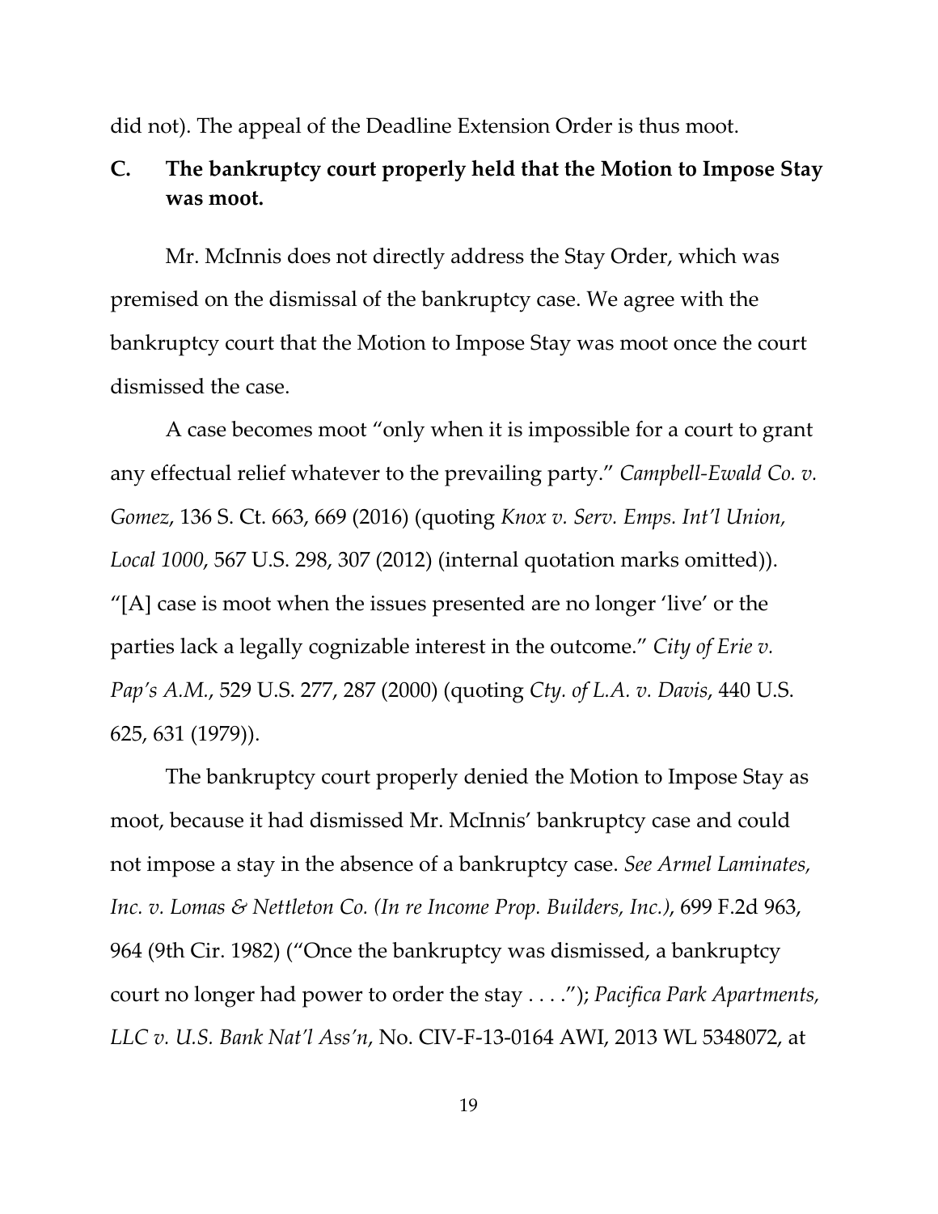did not). The appeal of the Deadline Extension Order is thus moot.

### C. The bankruptcy court properly held that the Motion to Impose Stay was moot.

Mr. McInnis does not directly address the Stay Order, which was premised on the dismissal of the bankruptcy case. We agree with the bankruptcy court that the Motion to Impose Stay was moot once the court dismissed the case.

A case becomes moot "only when it is impossible for a court to grant any effectual relief whatever to the prevailing party." *Campbell-Ewald Co. v. Gomez*, 136 S. Ct. 663, 669 (2016) (quoting *Knox v. Serv. Emps. Int'l Union, Local 1000*, 567 U.S. 298, 307 (2012) (internal quotation marks omitted)). "[A] case is moot when the issues presented are no longer 'live' or the parties lack a legally cognizable interest in the outcome." *City of Erie v. Pap's A.M.*, 529 U.S. 277, 287 (2000) (quoting *Cty. of L.A. v. Davis*, 440 U.S. 625, 631 (1979)).

The bankruptcy court properly denied the Motion to Impose Stay as moot, because it had dismissed Mr. McInnis' bankruptcy case and could not impose a stay in the absence of a bankruptcy case. *See Armel Laminates, Inc. v. Lomas & Nettleton Co. (In re Income Prop. Builders, Inc.)*, 699 F.2d 963, 964 (9th Cir. 1982) ("Once the bankruptcy was dismissed, a bankruptcy court no longer had power to order the stay . . . ."); *Pacifica Park Apartments, LLC v. U.S. Bank Nat'l Ass'n*, No. CIV-F-13-0164 AWI, 2013 WL 5348072, at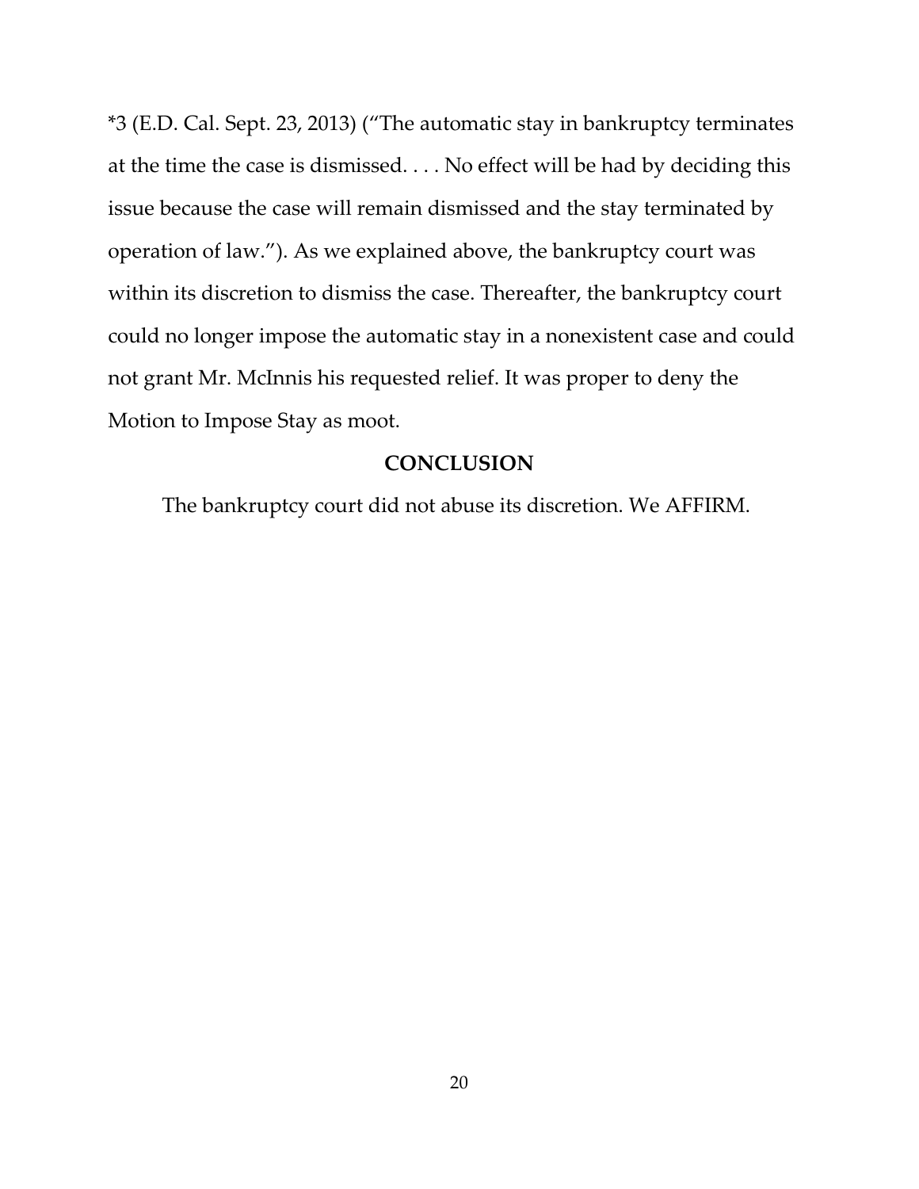*3 (E.D. Cal. Sept. 23, 2013) ("The automatic stay in bankruptcy terminates at the time the case is dismissed. . . . No effect will be had by deciding this issue because the case will remain dismissed and the stay terminated by operation of law."). As we explained above, the bankruptcy court was within its discretion to dismiss the case. Thereafter, the bankruptcy court could no longer impose the automatic stay in a nonexistent case and could not grant Mr. McInnis his requested relief. It was proper to deny the Motion to Impose Stay as moot.

## CONCLUSION

The bankruptcy court did not abuse its discretion. We AFFIRM.